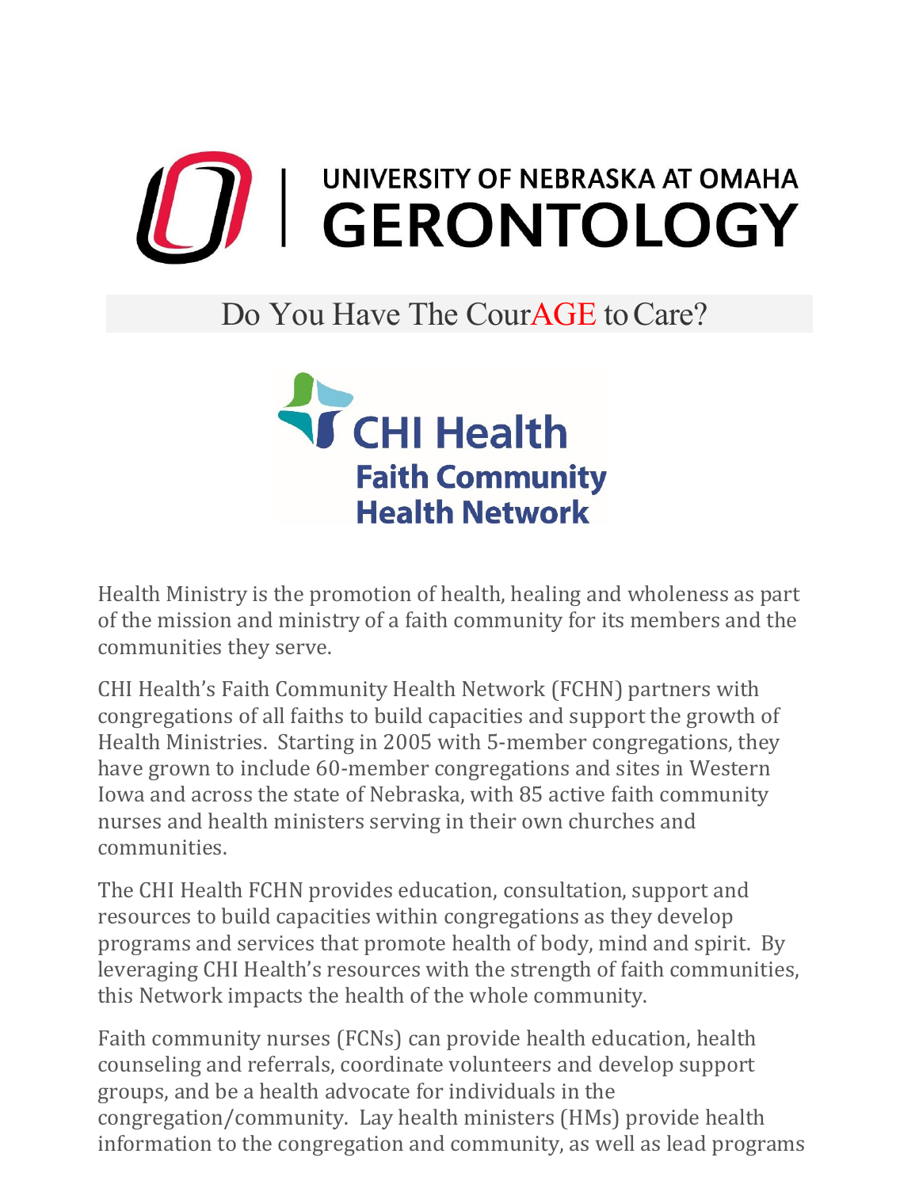# UNIVERSITY OF NEBRASKA AT OMAHA GERONTOLOGY

## Do You Have The CourAGE to Care?

**CHI Health Faith Community Health Network**

Health Ministry is the promotion of health, healing and wholeness as part of the mission and ministry of a faith community for its members and the communities they serve.

CHI Health's Faith Community Health Network (FCHN) partners with congregations of all faiths to build capacities and support the growth of Health Ministries. Starting in 2005 with 5-member congregations, they have grown to include 60-member congregations and sites in Western Iowa and across the state of Nebraska, with 85 active faith community nurses and health ministers serving in their own churches and communities.

The CHI Health FCHN provides education, consultation, support and resources to build capacities within congregations as they develop programs and services that promote health of body, mind and spirit. By leveraging CHI Health's resources with the strength of faith communities, this Network impacts the health of the whole community.

Faith community nurses (FCNs) can provide health education, health counseling and referrals, coordinate volunteers and develop support groups, and be a health advocate for individuals in the congregation/community. Lay health ministers (HMs) provide health information to the congregation and community, as well as lead programs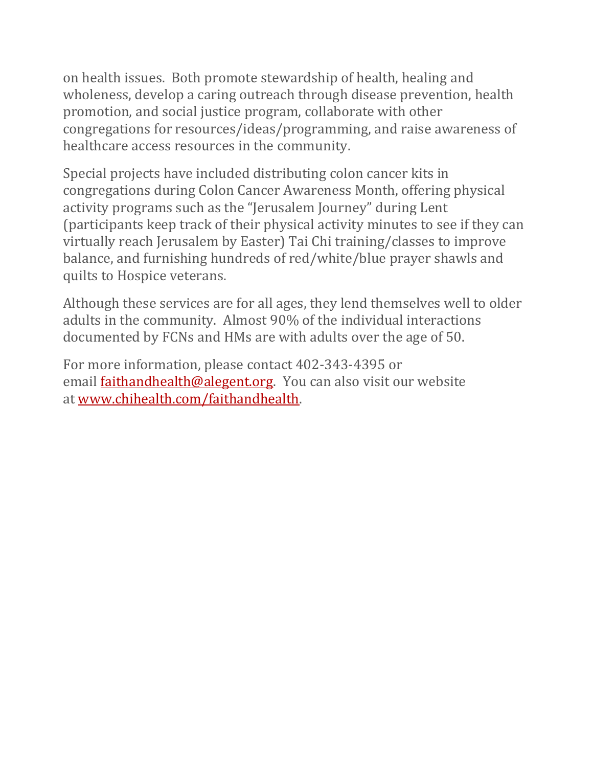on health issues. Both promote stewardship of health, healing and wholeness, develop a caring outreach through disease prevention, health promotion, and social justice program, collaborate with other congregations for resources/ideas/programming, and raise awareness of healthcare access resources in the community.

Special projects have included distributing colon cancer kits in congregations during Colon Cancer Awareness Month, offering physical activity programs such as the "Jerusalem Journey" during Lent (participants keep track of their physical activity minutes to see if they can virtually reach Jerusalem by Easter) Tai Chi training/classes to improve balance, and furnishing hundreds of red/white/blue prayer shawls and quilts to Hospice veterans.

Although these services are for all ages, they lend themselves well to older adults in the community. Almost 90% of the individual interactions documented by FCNs and HMs are with adults over the age of 50.

For more information, please contact 402-343-4395 or email [faithandhealth@alegent.org](mailto:faithandhealth@alegent.org). You can also visit our website at [www.chihealth.com/faithandhealth](http://www.chihealth.com/faithandhealth).